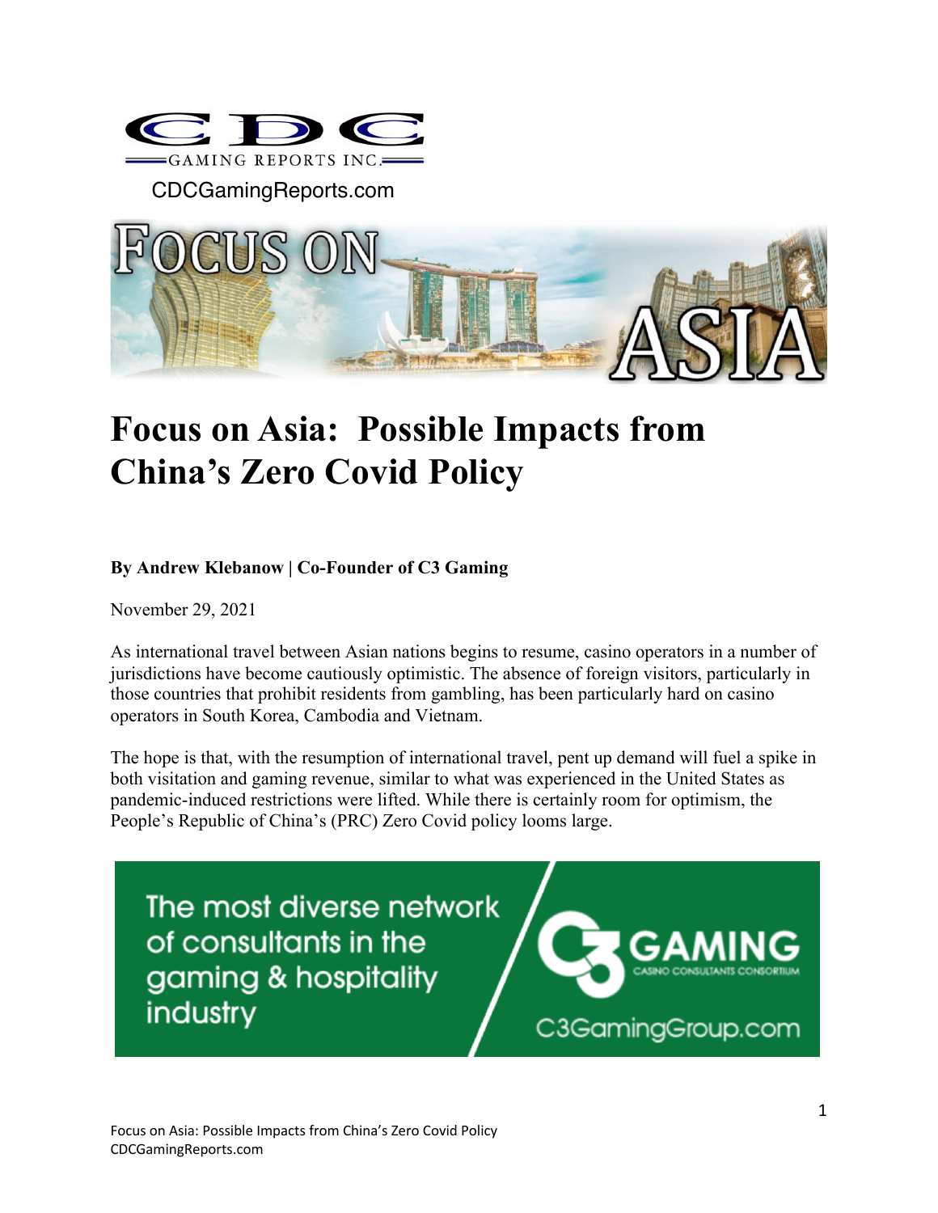CDC GAMING REPORTS INC.

CDCGamingReports.com

# Focus on Asia: Possible Impacts from China's Zero Covid Policy

**By Andrew Klebanow | Co-Founder of C3 Gaming**

November 29, 2021

As international travel between Asian nations begins to resume, casino operators in a number of jurisdictions have become cautiously optimistic. The absence of foreign visitors, particularly in those countries that prohibit residents from gambling, has been particularly hard on casino operators in South Korea, Cambodia and Vietnam.

The hope is that, with the resumption of international travel, pent up demand will fuel a spike in both visitation and gaming revenue, similar to what was experienced in the United States as pandemic-induced restrictions were lifted. While there is certainly room for optimism, the People's Republic of China's (PRC) Zero Covid policy looms large.

The most diverse network of consultants in the gaming & hospitality industry

C3 GAMING CASINO CONSULTANTS CONSORTIUM

C3GamingGroup.com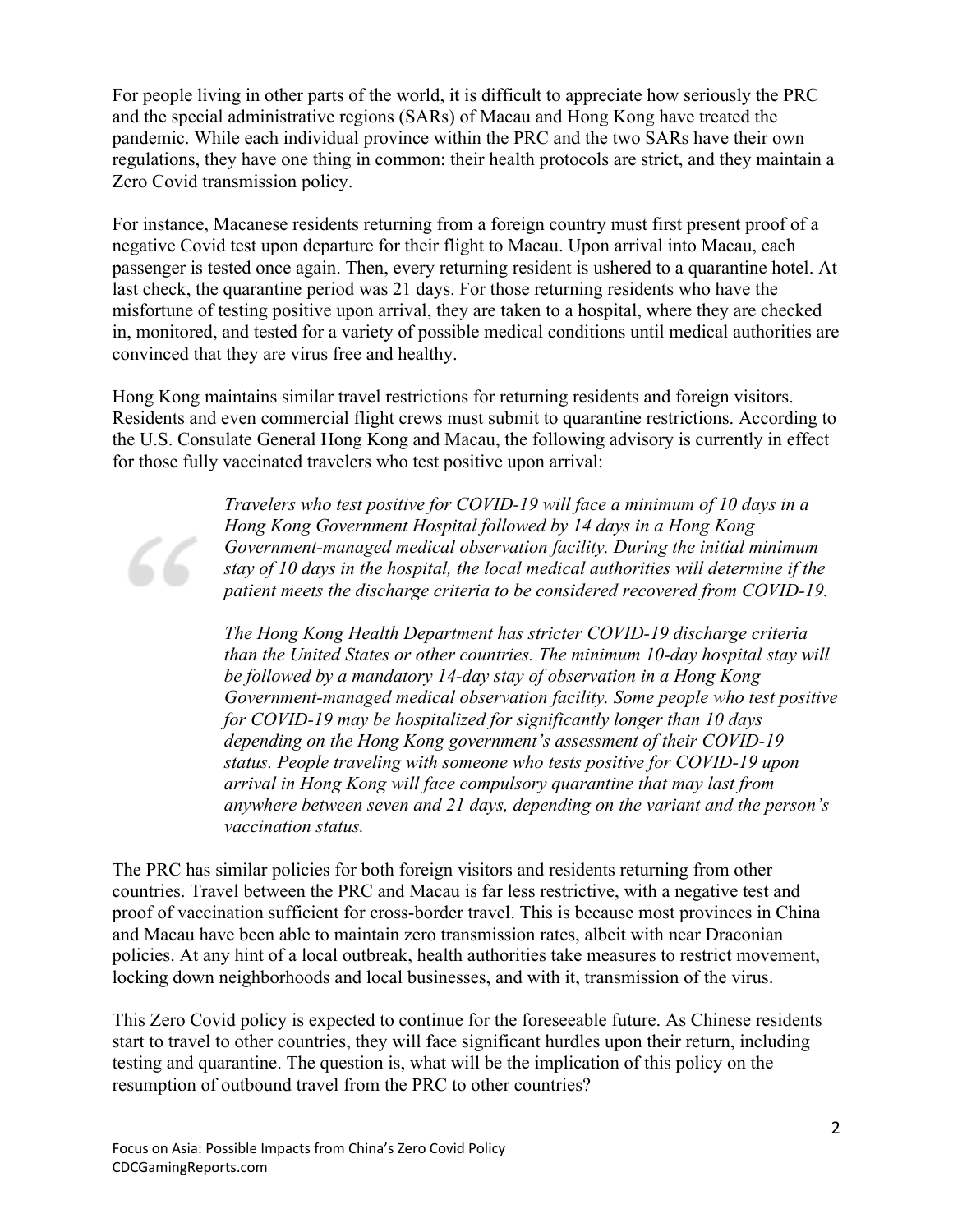For people living in other parts of the world, it is difficult to appreciate how seriously the PRC and the special administrative regions (SARs) of Macau and Hong Kong have treated the pandemic. While each individual province within the PRC and the two SARs have their own regulations, they have one thing in common: their health protocols are strict, and they maintain a Zero Covid transmission policy.

For instance, Macanese residents returning from a foreign country must first present proof of a negative Covid test upon departure for their flight to Macau. Upon arrival into Macau, each passenger is tested once again. Then, every returning resident is ushered to a quarantine hotel. At last check, the quarantine period was 21 days. For those returning residents who have the misfortune of testing positive upon arrival, they are taken to a hospital, where they are checked in, monitored, and tested for a variety of possible medical conditions until medical authorities are convinced that they are virus free and healthy.

Hong Kong maintains similar travel restrictions for returning residents and foreign visitors. Residents and even commercial flight crews must submit to quarantine restrictions. According to the U.S. Consulate General Hong Kong and Macau, the following advisory is currently in effect for those fully vaccinated travelers who test positive upon arrival:

> *Travelers who test positive for COVID-19 will face a minimum of 10 days in a Hong Kong Government Hospital followed by 14 days in a Hong Kong Government-managed medical observation facility. During the initial minimum stay of 10 days in the hospital, the local medical authorities will determine if the patient meets the discharge criteria to be considered recovered from COVID-19.*
>
> *The Hong Kong Health Department has stricter COVID-19 discharge criteria than the United States or other countries. The minimum 10-day hospital stay will be followed by a mandatory 14-day stay of observation in a Hong Kong Government-managed medical observation facility. Some people who test positive for COVID-19 may be hospitalized for significantly longer than 10 days depending on the Hong Kong government's assessment of their COVID-19 status. People traveling with someone who tests positive for COVID-19 upon arrival in Hong Kong will face compulsory quarantine that may last from anywhere between seven and 21 days, depending on the variant and the person's vaccination status.*

The PRC has similar policies for both foreign visitors and residents returning from other countries. Travel between the PRC and Macau is far less restrictive, with a negative test and proof of vaccination sufficient for cross-border travel. This is because most provinces in China and Macau have been able to maintain zero transmission rates, albeit with near Draconian policies. At any hint of a local outbreak, health authorities take measures to restrict movement, locking down neighborhoods and local businesses, and with it, transmission of the virus.

This Zero Covid policy is expected to continue for the foreseeable future. As Chinese residents start to travel to other countries, they will face significant hurdles upon their return, including testing and quarantine. The question is, what will be the implication of this policy on the resumption of outbound travel from the PRC to other countries?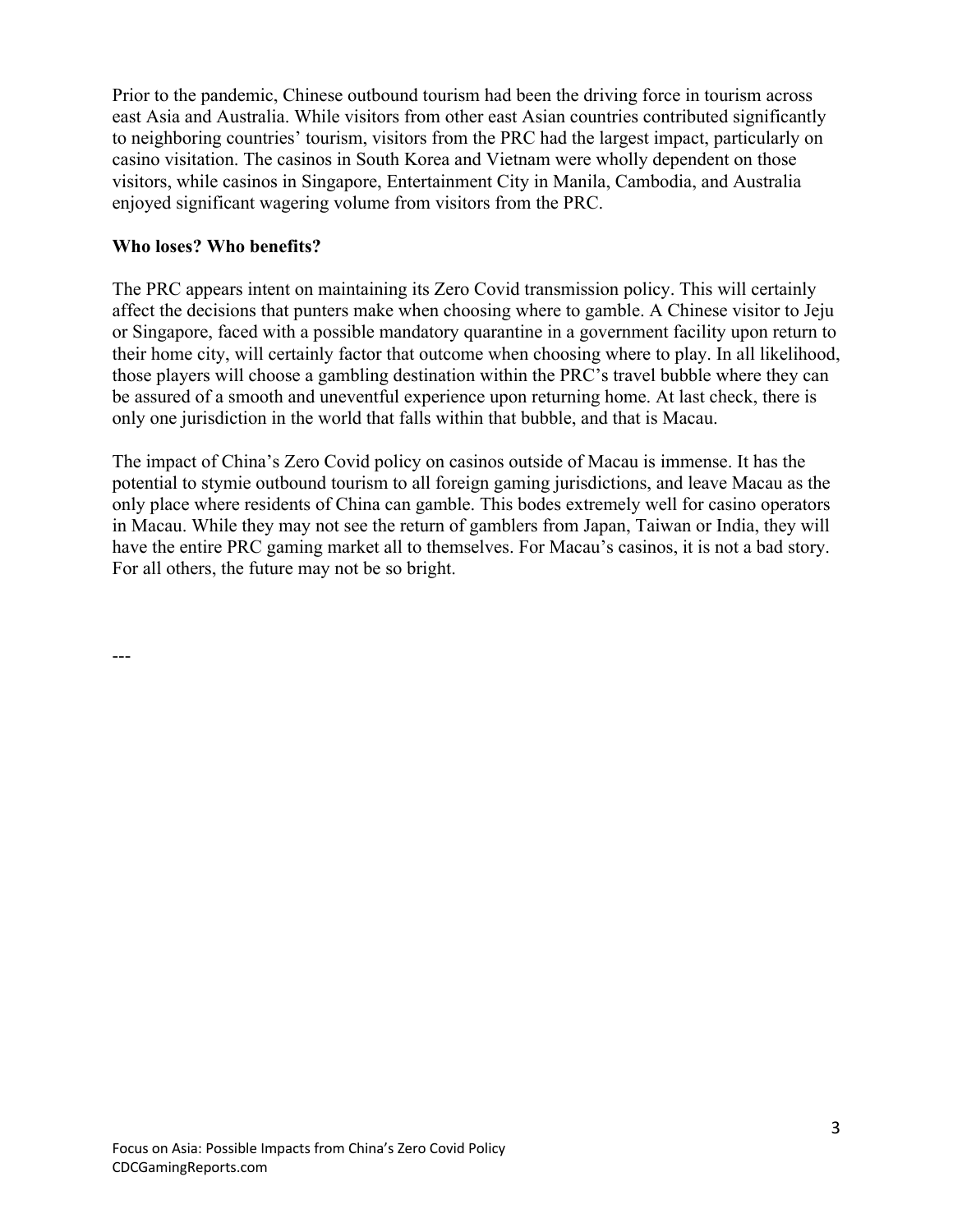Prior to the pandemic, Chinese outbound tourism had been the driving force in tourism across east Asia and Australia. While visitors from other east Asian countries contributed significantly to neighboring countries' tourism, visitors from the PRC had the largest impact, particularly on casino visitation. The casinos in South Korea and Vietnam were wholly dependent on those visitors, while casinos in Singapore, Entertainment City in Manila, Cambodia, and Australia enjoyed significant wagering volume from visitors from the PRC.

**Who loses? Who benefits?**

The PRC appears intent on maintaining its Zero Covid transmission policy. This will certainly affect the decisions that punters make when choosing where to gamble. A Chinese visitor to Jeju or Singapore, faced with a possible mandatory quarantine in a government facility upon return to their home city, will certainly factor that outcome when choosing where to play. In all likelihood, those players will choose a gambling destination within the PRC's travel bubble where they can be assured of a smooth and uneventful experience upon returning home. At last check, there is only one jurisdiction in the world that falls within that bubble, and that is Macau.

The impact of China's Zero Covid policy on casinos outside of Macau is immense. It has the potential to stymie outbound tourism to all foreign gaming jurisdictions, and leave Macau as the only place where residents of China can gamble. This bodes extremely well for casino operators in Macau. While they may not see the return of gamblers from Japan, Taiwan or India, they will have the entire PRC gaming market all to themselves. For Macau's casinos, it is not a bad story. For all others, the future may not be so bright.

---